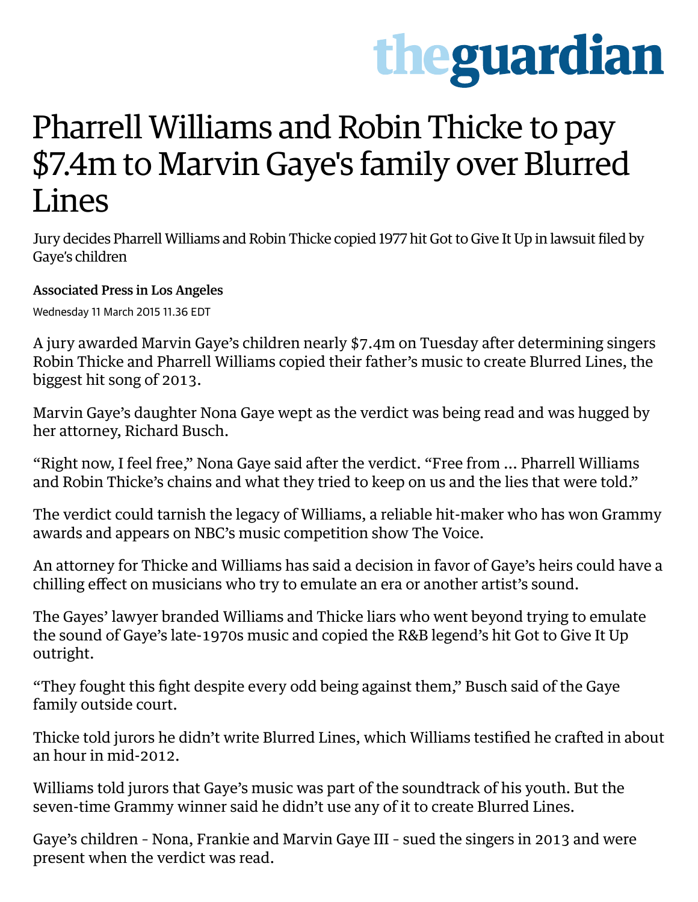# Pharrell Williams and Robin Thicke to pay $7.4m to Marvin Gaye's family over Blurred Lines

Jury decides Pharrell Williams and Robin Thicke copied 1977 hit Got to Give It Up in lawsuit filed by Gaye's children

**Associated Press in Los Angeles**

Wednesday 11 March 2015 11.36 EDT

A jury awarded Marvin Gaye's children nearly $7.4m on Tuesday after determining singers Robin Thicke and Pharrell Williams copied their father's music to create Blurred Lines, the biggest hit song of 2013.

Marvin Gaye's daughter Nona Gaye wept as the verdict was being read and was hugged by her attorney, Richard Busch.

"Right now, I feel free," Nona Gaye said after the verdict. "Free from … Pharrell Williams and Robin Thicke's chains and what they tried to keep on us and the lies that were told."

The verdict could tarnish the legacy of Williams, a reliable hit-maker who has won Grammy awards and appears on NBC's music competition show The Voice.

An attorney for Thicke and Williams has said a decision in favor of Gaye's heirs could have a chilling effect on musicians who try to emulate an era or another artist's sound.

The Gayes' lawyer branded Williams and Thicke liars who went beyond trying to emulate the sound of Gaye's late-1970s music and copied the R&B legend's hit Got to Give It Up outright.

"They fought this fight despite every odd being against them," Busch said of the Gaye family outside court.

Thicke told jurors he didn't write Blurred Lines, which Williams testified he crafted in about an hour in mid-2012.

Williams told jurors that Gaye's music was part of the soundtrack of his youth. But the seven-time Grammy winner said he didn't use any of it to create Blurred Lines.

Gaye's children – Nona, Frankie and Marvin Gaye III – sued the singers in 2013 and were present when the verdict was read.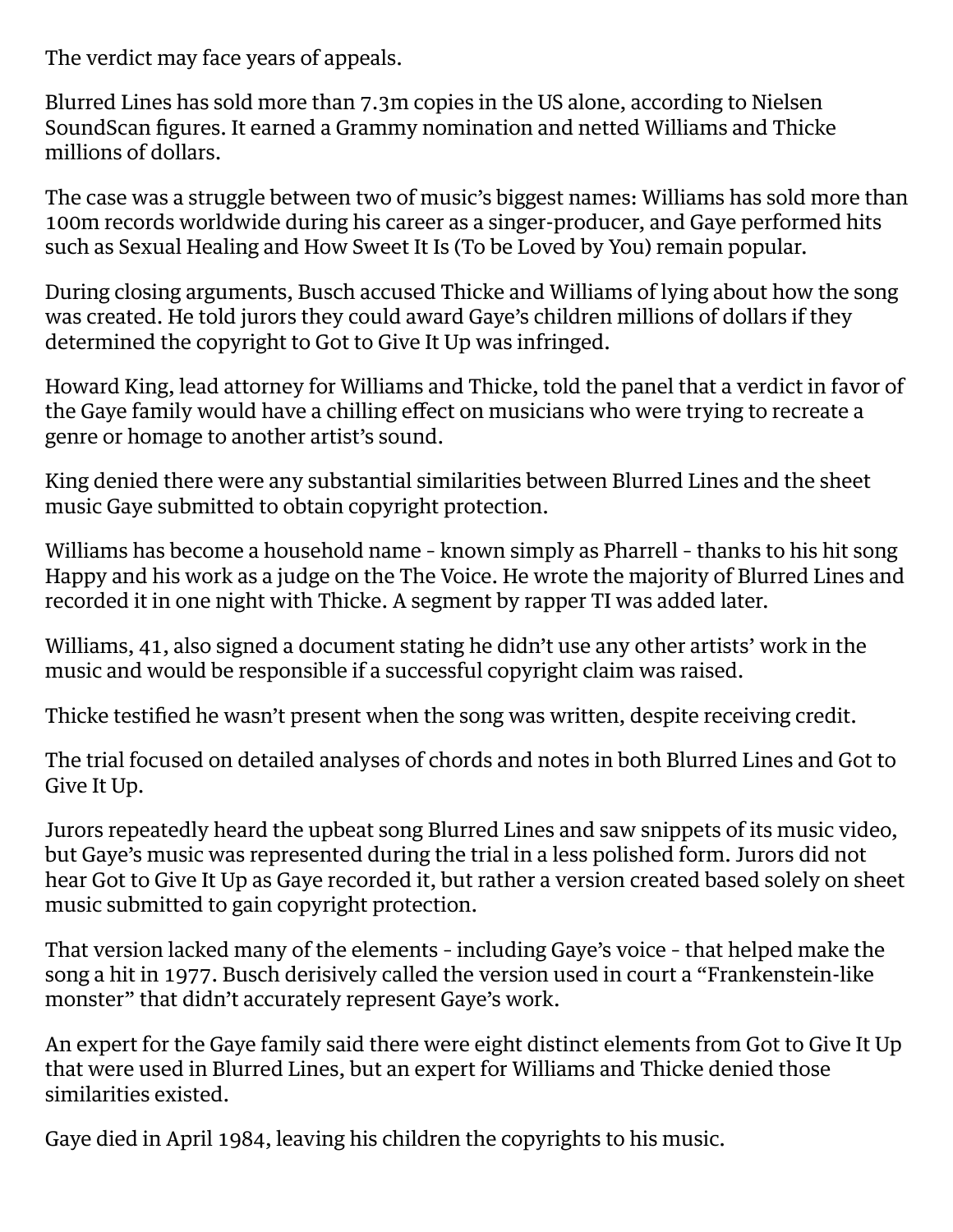The verdict may face years of appeals.

Blurred Lines has sold more than 7.3m copies in the US alone, according to Nielsen SoundScan figures. It earned a Grammy nomination and netted Williams and Thicke millions of dollars.

The case was a struggle between two of music's biggest names: Williams has sold more than 100m records worldwide during his career as a singer-producer, and Gaye performed hits such as Sexual Healing and How Sweet It Is (To be Loved by You) remain popular.

During closing arguments, Busch accused Thicke and Williams of lying about how the song was created. He told jurors they could award Gaye's children millions of dollars if they determined the copyright to Got to Give It Up was infringed.

Howard King, lead attorney for Williams and Thicke, told the panel that a verdict in favor of the Gaye family would have a chilling effect on musicians who were trying to recreate a genre or homage to another artist's sound.

King denied there were any substantial similarities between Blurred Lines and the sheet music Gaye submitted to obtain copyright protection.

Williams has become a household name - known simply as Pharrell - thanks to his hit song Happy and his work as a judge on the The Voice. He wrote the majority of Blurred Lines and recorded it in one night with Thicke. A segment by rapper TI was added later.

Williams, 41, also signed a document stating he didn't use any other artists' work in the music and would be responsible if a successful copyright claim was raised.

Thicke testified he wasn't present when the song was written, despite receiving credit.

The trial focused on detailed analyses of chords and notes in both Blurred Lines and Got to Give It Up.

Jurors repeatedly heard the upbeat song Blurred Lines and saw snippets of its music video, but Gaye's music was represented during the trial in a less polished form. Jurors did not hear Got to Give It Up as Gaye recorded it, but rather a version created based solely on sheet music submitted to gain copyright protection.

That version lacked many of the elements - including Gaye's voice - that helped make the song a hit in 1977. Busch derisively called the version used in court a "Frankenstein-like monster" that didn't accurately represent Gaye's work.

An expert for the Gaye family said there were eight distinct elements from Got to Give It Up that were used in Blurred Lines, but an expert for Williams and Thicke denied those similarities existed.

Gaye died in April 1984, leaving his children the copyrights to his music.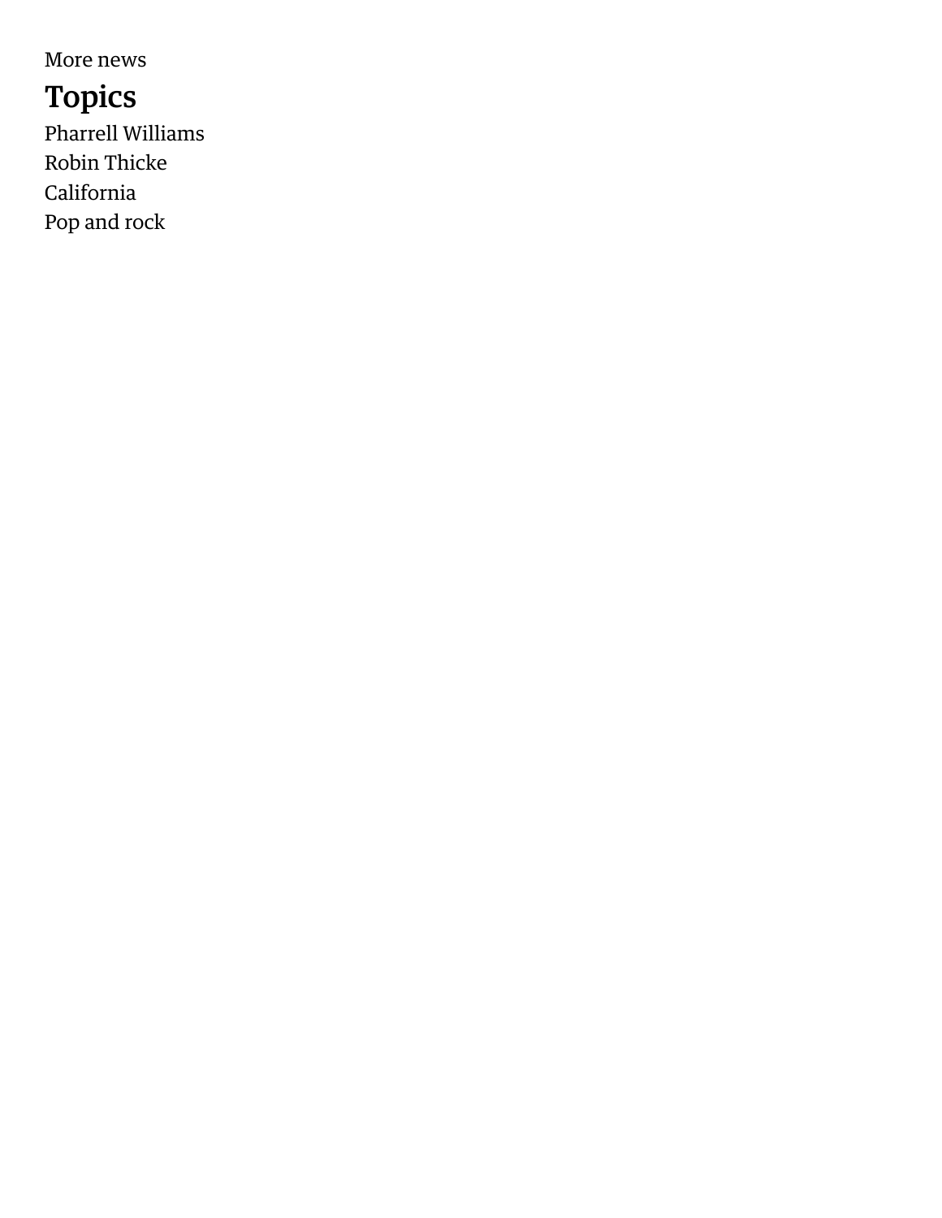More news

## Topics

Pharrell Williams

Robin Thicke

California

Pop and rock